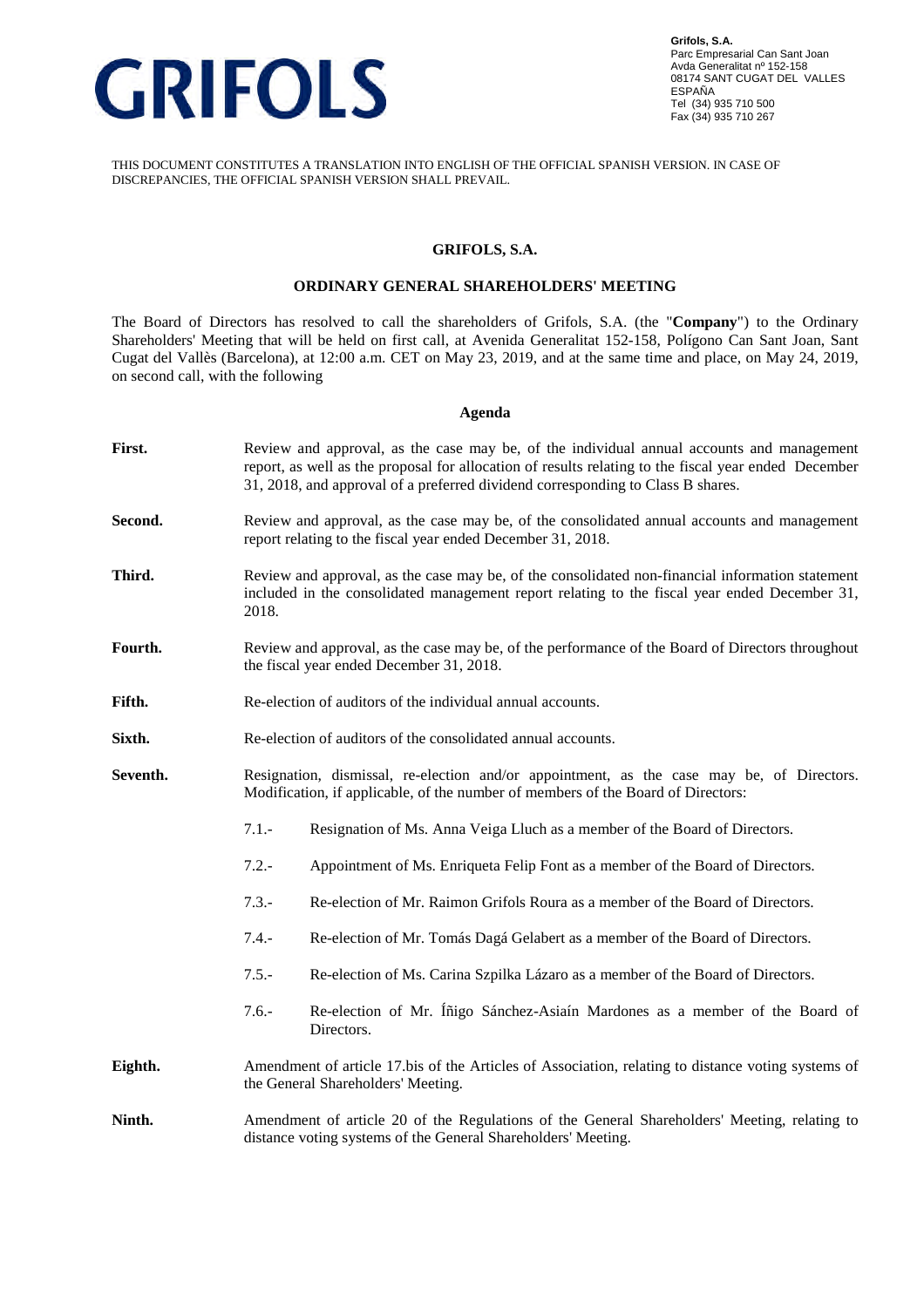**Grifols, S.A.**
Parc Empresarial Can Sant Joan
Avda Generalitat nº 152-158
08174 SANT CUGAT DEL VALLES
ESPAÑA
Tel (34) 935 710 500
Fax (34) 935 710 267

THIS DOCUMENT CONSTITUTES A TRANSLATION INTO ENGLISH OF THE OFFICIAL SPANISH VERSION. IN CASE OF DISCREPANCIES, THE OFFICIAL SPANISH VERSION SHALL PREVAIL.

# GRIFOLS, S.A.

## ORDINARY GENERAL SHAREHOLDERS' MEETING

The Board of Directors has resolved to call the shareholders of Grifols, S.A. (the "**Company**") to the Ordinary Shareholders' Meeting that will be held on first call, at Avenida Generalitat 152-158, Polígono Can Sant Joan, Sant Cugat del Vallès (Barcelona), at 12:00 a.m. CET on May 23, 2019, and at the same time and place, on May 24, 2019, on second call, with the following

### Agenda

**First.** Review and approval, as the case may be, of the individual annual accounts and management report, as well as the proposal for allocation of results relating to the fiscal year ended December 31, 2018, and approval of a preferred dividend corresponding to Class B shares.

**Second.** Review and approval, as the case may be, of the consolidated annual accounts and management report relating to the fiscal year ended December 31, 2018.

**Third.** Review and approval, as the case may be, of the consolidated non-financial information statement included in the consolidated management report relating to the fiscal year ended December 31, 2018.

**Fourth.** Review and approval, as the case may be, of the performance of the Board of Directors throughout the fiscal year ended December 31, 2018.

**Fifth.** Re-election of auditors of the individual annual accounts.

**Sixth.** Re-election of auditors of the consolidated annual accounts.

**Seventh.** Resignation, dismissal, re-election and/or appointment, as the case may be, of Directors. Modification, if applicable, of the number of members of the Board of Directors:

- 7.1.- Resignation of Ms. Anna Veiga Lluch as a member of the Board of Directors.
- 7.2.- Appointment of Ms. Enriqueta Felip Font as a member of the Board of Directors.
- 7.3.- Re-election of Mr. Raimon Grifols Roura as a member of the Board of Directors.
- 7.4.- Re-election of Mr. Tomás Dagá Gelabert as a member of the Board of Directors.
- 7.5.- Re-election of Ms. Carina Szpilka Lázaro as a member of the Board of Directors.
- 7.6.- Re-election of Mr. Íñigo Sánchez-Asiaín Mardones as a member of the Board of Directors.

**Eighth.** Amendment of article 17.bis of the Articles of Association, relating to distance voting systems of the General Shareholders' Meeting.

**Ninth.** Amendment of article 20 of the Regulations of the General Shareholders' Meeting, relating to distance voting systems of the General Shareholders' Meeting.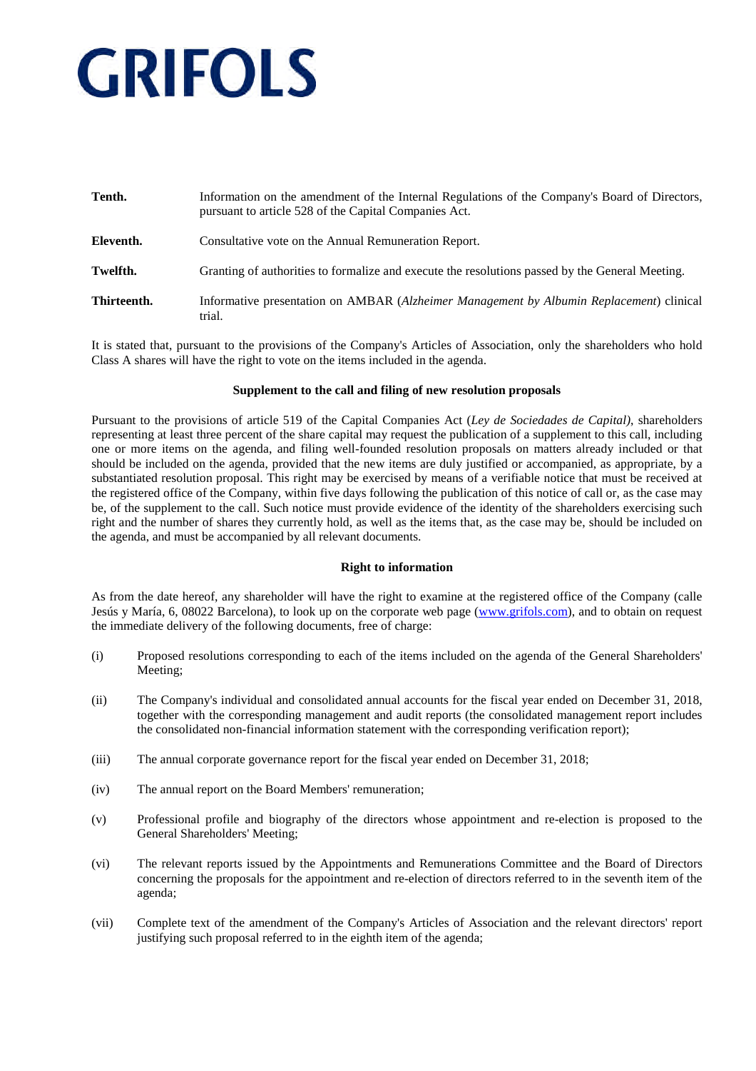**Tenth.** Information on the amendment of the Internal Regulations of the Company's Board of Directors, pursuant to article 528 of the Capital Companies Act.

**Eleventh.** Consultative vote on the Annual Remuneration Report.

**Twelfth.** Granting of authorities to formalize and execute the resolutions passed by the General Meeting.

**Thirteenth.** Informative presentation on AMBAR (*Alzheimer Management by Albumin Replacement*) clinical trial.

It is stated that, pursuant to the provisions of the Company's Articles of Association, only the shareholders who hold Class A shares will have the right to vote on the items included in the agenda.

**Supplement to the call and filing of new resolution proposals**

Pursuant to the provisions of article 519 of the Capital Companies Act (*Ley de Sociedades de Capital)*, shareholders representing at least three percent of the share capital may request the publication of a supplement to this call, including one or more items on the agenda, and filing well-founded resolution proposals on matters already included or that should be included on the agenda, provided that the new items are duly justified or accompanied, as appropriate, by a substantiated resolution proposal. This right may be exercised by means of a verifiable notice that must be received at the registered office of the Company, within five days following the publication of this notice of call or, as the case may be, of the supplement to the call. Such notice must provide evidence of the identity of the shareholders exercising such right and the number of shares they currently hold, as well as the items that, as the case may be, should be included on the agenda, and must be accompanied by all relevant documents.

**Right to information**

As from the date hereof, any shareholder will have the right to examine at the registered office of the Company (calle Jesús y María, 6, 08022 Barcelona), to look up on the corporate web page (www.grifols.com), and to obtain on request the immediate delivery of the following documents, free of charge:

(i) Proposed resolutions corresponding to each of the items included on the agenda of the General Shareholders' Meeting;

(ii) The Company's individual and consolidated annual accounts for the fiscal year ended on December 31, 2018, together with the corresponding management and audit reports (the consolidated management report includes the consolidated non-financial information statement with the corresponding verification report);

(iii) The annual corporate governance report for the fiscal year ended on December 31, 2018;

(iv) The annual report on the Board Members' remuneration;

(v) Professional profile and biography of the directors whose appointment and re-election is proposed to the General Shareholders' Meeting;

(vi) The relevant reports issued by the Appointments and Remunerations Committee and the Board of Directors concerning the proposals for the appointment and re-election of directors referred to in the seventh item of the agenda;

(vii) Complete text of the amendment of the Company's Articles of Association and the relevant directors' report justifying such proposal referred to in the eighth item of the agenda;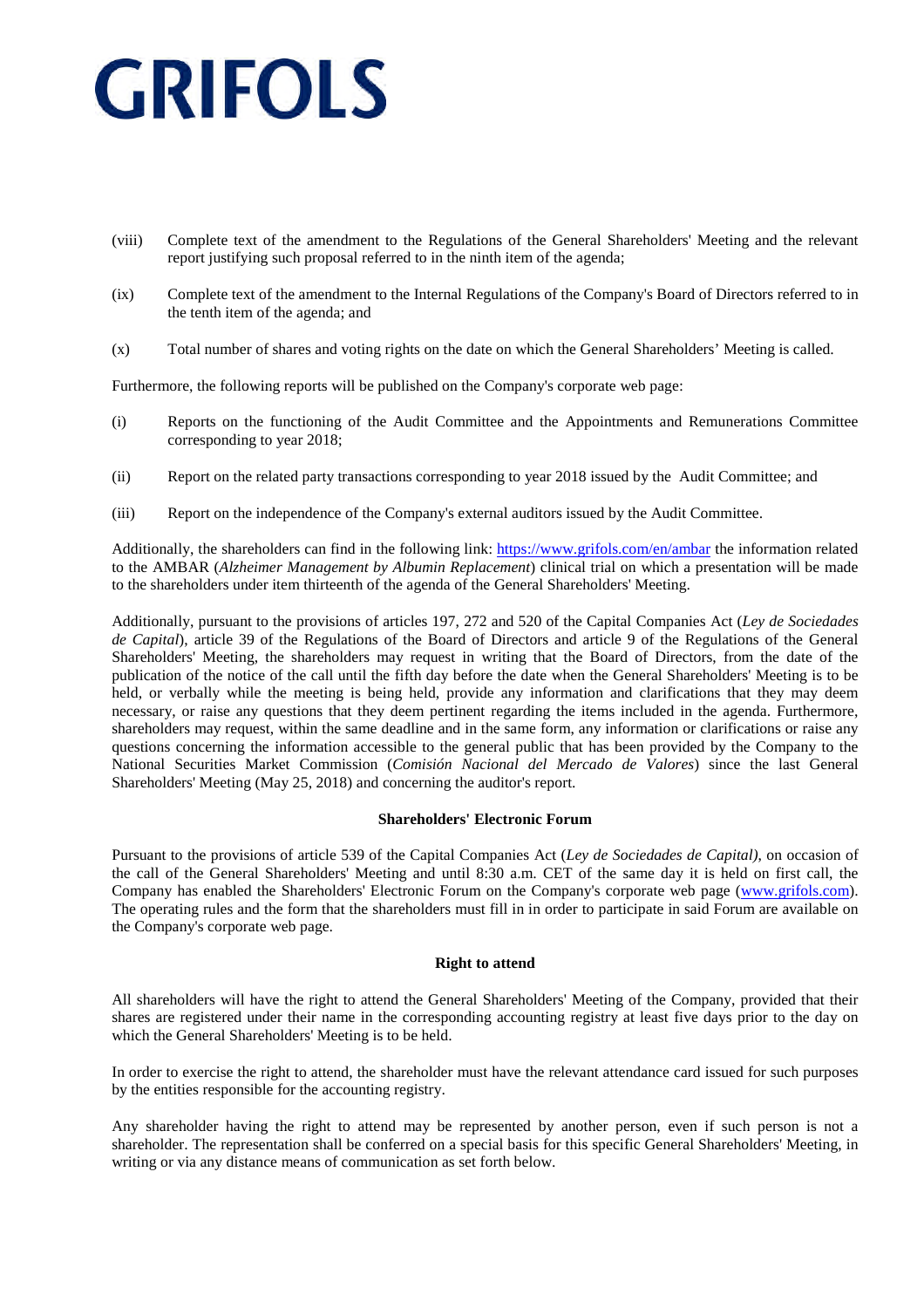(viii) Complete text of the amendment to the Regulations of the General Shareholders' Meeting and the relevant report justifying such proposal referred to in the ninth item of the agenda;

(ix) Complete text of the amendment to the Internal Regulations of the Company's Board of Directors referred to in the tenth item of the agenda; and

(x) Total number of shares and voting rights on the date on which the General Shareholders' Meeting is called.

Furthermore, the following reports will be published on the Company's corporate web page:

(i) Reports on the functioning of the Audit Committee and the Appointments and Remunerations Committee corresponding to year 2018;

(ii) Report on the related party transactions corresponding to year 2018 issued by the Audit Committee; and

(iii) Report on the independence of the Company's external auditors issued by the Audit Committee.

Additionally, the shareholders can find in the following link: https://www.grifols.com/en/ambar the information related to the AMBAR (*Alzheimer Management by Albumin Replacement*) clinical trial on which a presentation will be made to the shareholders under item thirteenth of the agenda of the General Shareholders' Meeting.

Additionally, pursuant to the provisions of articles 197, 272 and 520 of the Capital Companies Act (*Ley de Sociedades de Capital*), article 39 of the Regulations of the Board of Directors and article 9 of the Regulations of the General Shareholders' Meeting, the shareholders may request in writing that the Board of Directors, from the date of the publication of the notice of the call until the fifth day before the date when the General Shareholders' Meeting is to be held, or verbally while the meeting is being held, provide any information and clarifications that they may deem necessary, or raise any questions that they deem pertinent regarding the items included in the agenda. Furthermore, shareholders may request, within the same deadline and in the same form, any information or clarifications or raise any questions concerning the information accessible to the general public that has been provided by the Company to the National Securities Market Commission (*Comisión Nacional del Mercado de Valores*) since the last General Shareholders' Meeting (May 25, 2018) and concerning the auditor's report.

**Shareholders' Electronic Forum**

Pursuant to the provisions of article 539 of the Capital Companies Act (*Ley de Sociedades de Capital)*, on occasion of the call of the General Shareholders' Meeting and until 8:30 a.m. CET of the same day it is held on first call, the Company has enabled the Shareholders' Electronic Forum on the Company's corporate web page (www.grifols.com). The operating rules and the form that the shareholders must fill in in order to participate in said Forum are available on the Company's corporate web page.

**Right to attend**

All shareholders will have the right to attend the General Shareholders' Meeting of the Company, provided that their shares are registered under their name in the corresponding accounting registry at least five days prior to the day on which the General Shareholders' Meeting is to be held.

In order to exercise the right to attend, the shareholder must have the relevant attendance card issued for such purposes by the entities responsible for the accounting registry.

Any shareholder having the right to attend may be represented by another person, even if such person is not a shareholder. The representation shall be conferred on a special basis for this specific General Shareholders' Meeting, in writing or via any distance means of communication as set forth below.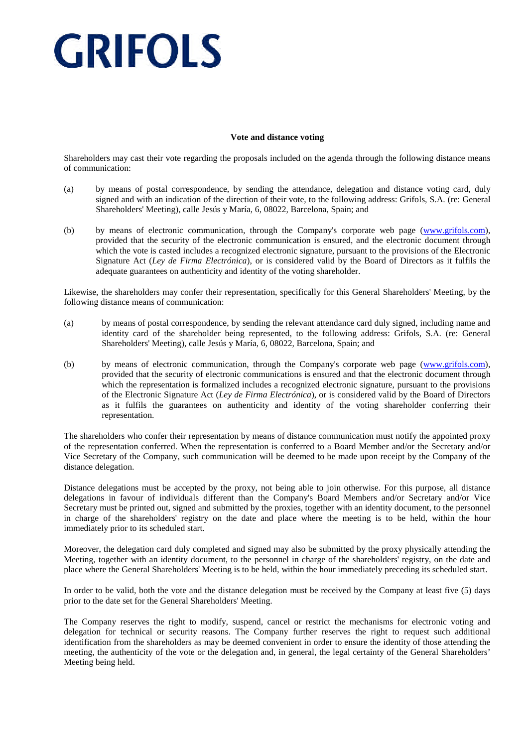GRIFOLS

**Vote and distance voting**

Shareholders may cast their vote regarding the proposals included on the agenda through the following distance means of communication:

(a) by means of postal correspondence, by sending the attendance, delegation and distance voting card, duly signed and with an indication of the direction of their vote, to the following address: Grifols, S.A. (re: General Shareholders' Meeting), calle Jesús y María, 6, 08022, Barcelona, Spain; and

(b) by means of electronic communication, through the Company's corporate web page (www.grifols.com), provided that the security of the electronic communication is ensured, and the electronic document through which the vote is casted includes a recognized electronic signature, pursuant to the provisions of the Electronic Signature Act (*Ley de Firma Electrónica*), or is considered valid by the Board of Directors as it fulfils the adequate guarantees on authenticity and identity of the voting shareholder.

Likewise, the shareholders may confer their representation, specifically for this General Shareholders' Meeting, by the following distance means of communication:

(a) by means of postal correspondence, by sending the relevant attendance card duly signed, including name and identity card of the shareholder being represented, to the following address: Grifols, S.A. (re: General Shareholders' Meeting), calle Jesús y María, 6, 08022, Barcelona, Spain; and

(b) by means of electronic communication, through the Company's corporate web page (www.grifols.com), provided that the security of electronic communications is ensured and that the electronic document through which the representation is formalized includes a recognized electronic signature, pursuant to the provisions of the Electronic Signature Act (*Ley de Firma Electrónica*), or is considered valid by the Board of Directors as it fulfils the guarantees on authenticity and identity of the voting shareholder conferring their representation.

The shareholders who confer their representation by means of distance communication must notify the appointed proxy of the representation conferred. When the representation is conferred to a Board Member and/or the Secretary and/or Vice Secretary of the Company, such communication will be deemed to be made upon receipt by the Company of the distance delegation.

Distance delegations must be accepted by the proxy, not being able to join otherwise. For this purpose, all distance delegations in favour of individuals different than the Company's Board Members and/or Secretary and/or Vice Secretary must be printed out, signed and submitted by the proxies, together with an identity document, to the personnel in charge of the shareholders' registry on the date and place where the meeting is to be held, within the hour immediately prior to its scheduled start.

Moreover, the delegation card duly completed and signed may also be submitted by the proxy physically attending the Meeting, together with an identity document, to the personnel in charge of the shareholders' registry, on the date and place where the General Shareholders' Meeting is to be held, within the hour immediately preceding its scheduled start.

In order to be valid, both the vote and the distance delegation must be received by the Company at least five (5) days prior to the date set for the General Shareholders' Meeting.

The Company reserves the right to modify, suspend, cancel or restrict the mechanisms for electronic voting and delegation for technical or security reasons. The Company further reserves the right to request such additional identification from the shareholders as may be deemed convenient in order to ensure the identity of those attending the meeting, the authenticity of the vote or the delegation and, in general, the legal certainty of the General Shareholders' Meeting being held.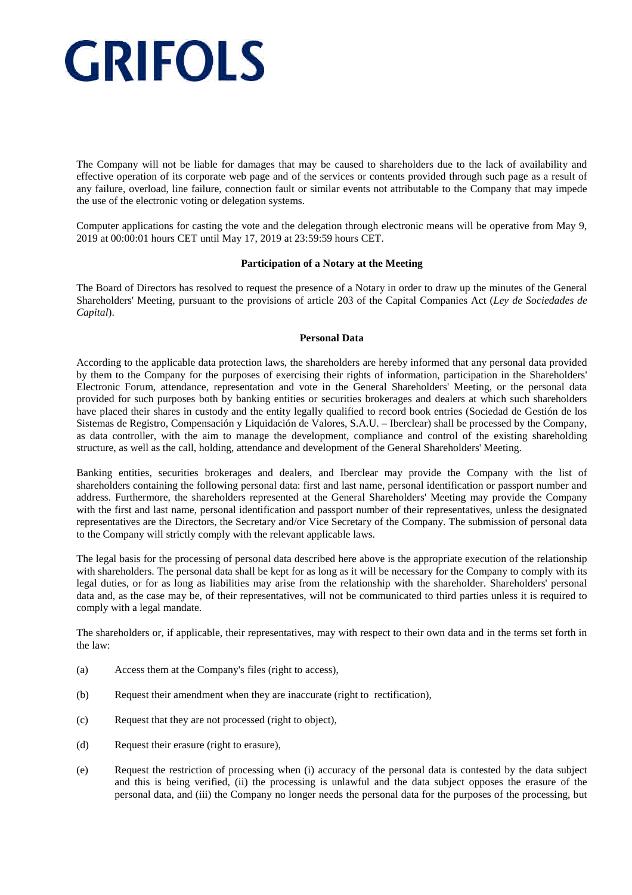The Company will not be liable for damages that may be caused to shareholders due to the lack of availability and effective operation of its corporate web page and of the services or contents provided through such page as a result of any failure, overload, line failure, connection fault or similar events not attributable to the Company that may impede the use of the electronic voting or delegation systems.

Computer applications for casting the vote and the delegation through electronic means will be operative from May 9, 2019 at 00:00:01 hours CET until May 17, 2019 at 23:59:59 hours CET.

**Participation of a Notary at the Meeting**

The Board of Directors has resolved to request the presence of a Notary in order to draw up the minutes of the General Shareholders' Meeting, pursuant to the provisions of article 203 of the Capital Companies Act (*Ley de Sociedades de Capital*).

**Personal Data**

According to the applicable data protection laws, the shareholders are hereby informed that any personal data provided by them to the Company for the purposes of exercising their rights of information, participation in the Shareholders' Electronic Forum, attendance, representation and vote in the General Shareholders' Meeting, or the personal data provided for such purposes both by banking entities or securities brokerages and dealers at which such shareholders have placed their shares in custody and the entity legally qualified to record book entries (Sociedad de Gestión de los Sistemas de Registro, Compensación y Liquidación de Valores, S.A.U. – Iberclear) shall be processed by the Company, as data controller, with the aim to manage the development, compliance and control of the existing shareholding structure, as well as the call, holding, attendance and development of the General Shareholders' Meeting.

Banking entities, securities brokerages and dealers, and Iberclear may provide the Company with the list of shareholders containing the following personal data: first and last name, personal identification or passport number and address. Furthermore, the shareholders represented at the General Shareholders' Meeting may provide the Company with the first and last name, personal identification and passport number of their representatives, unless the designated representatives are the Directors, the Secretary and/or Vice Secretary of the Company. The submission of personal data to the Company will strictly comply with the relevant applicable laws.

The legal basis for the processing of personal data described here above is the appropriate execution of the relationship with shareholders. The personal data shall be kept for as long as it will be necessary for the Company to comply with its legal duties, or for as long as liabilities may arise from the relationship with the shareholder. Shareholders' personal data and, as the case may be, of their representatives, will not be communicated to third parties unless it is required to comply with a legal mandate.

The shareholders or, if applicable, their representatives, may with respect to their own data and in the terms set forth in the law:

(a) Access them at the Company's files (right to access),

(b) Request their amendment when they are inaccurate (right to rectification),

(c) Request that they are not processed (right to object),

(d) Request their erasure (right to erasure),

(e) Request the restriction of processing when (i) accuracy of the personal data is contested by the data subject and this is being verified, (ii) the processing is unlawful and the data subject opposes the erasure of the personal data, and (iii) the Company no longer needs the personal data for the purposes of the processing, but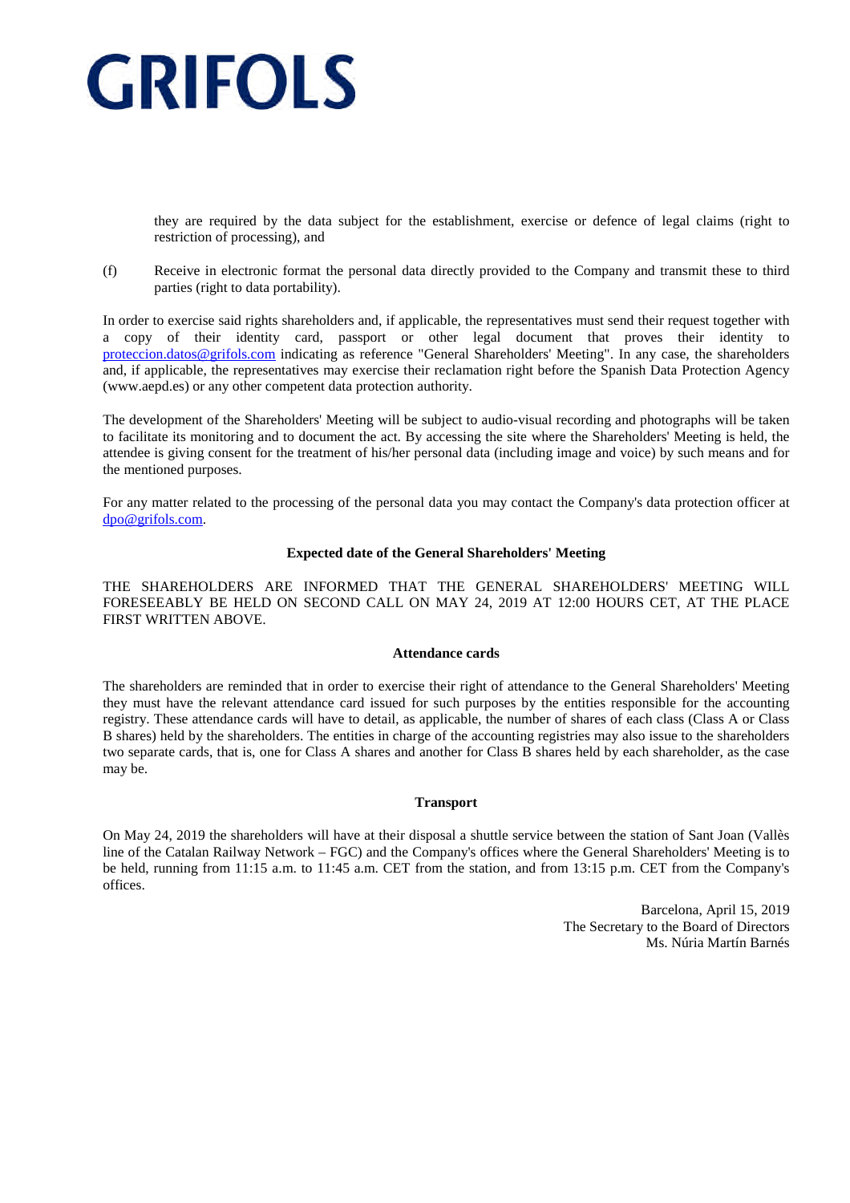they are required by the data subject for the establishment, exercise or defence of legal claims (right to restriction of processing), and

(f) Receive in electronic format the personal data directly provided to the Company and transmit these to third parties (right to data portability).

In order to exercise said rights shareholders and, if applicable, the representatives must send their request together with a copy of their identity card, passport or other legal document that proves their identity to proteccion.datos@grifols.com indicating as reference "General Shareholders' Meeting". In any case, the shareholders and, if applicable, the representatives may exercise their reclamation right before the Spanish Data Protection Agency (www.aepd.es) or any other competent data protection authority.

The development of the Shareholders' Meeting will be subject to audio-visual recording and photographs will be taken to facilitate its monitoring and to document the act. By accessing the site where the Shareholders' Meeting is held, the attendee is giving consent for the treatment of his/her personal data (including image and voice) by such means and for the mentioned purposes.

For any matter related to the processing of the personal data you may contact the Company's data protection officer at dpo@grifols.com.

**Expected date of the General Shareholders' Meeting**

THE SHAREHOLDERS ARE INFORMED THAT THE GENERAL SHAREHOLDERS' MEETING WILL FORESEEABLY BE HELD ON SECOND CALL ON MAY 24, 2019 AT 12:00 HOURS CET, AT THE PLACE FIRST WRITTEN ABOVE.

**Attendance cards**

The shareholders are reminded that in order to exercise their right of attendance to the General Shareholders' Meeting they must have the relevant attendance card issued for such purposes by the entities responsible for the accounting registry. These attendance cards will have to detail, as applicable, the number of shares of each class (Class A or Class B shares) held by the shareholders. The entities in charge of the accounting registries may also issue to the shareholders two separate cards, that is, one for Class A shares and another for Class B shares held by each shareholder, as the case may be.

**Transport**

On May 24, 2019 the shareholders will have at their disposal a shuttle service between the station of Sant Joan (Vallès line of the Catalan Railway Network – FGC) and the Company's offices where the General Shareholders' Meeting is to be held, running from 11:15 a.m. to 11:45 a.m. CET from the station, and from 13:15 p.m. CET from the Company's offices.

Barcelona, April 15, 2019
The Secretary to the Board of Directors
Ms. Núria Martín Barnés